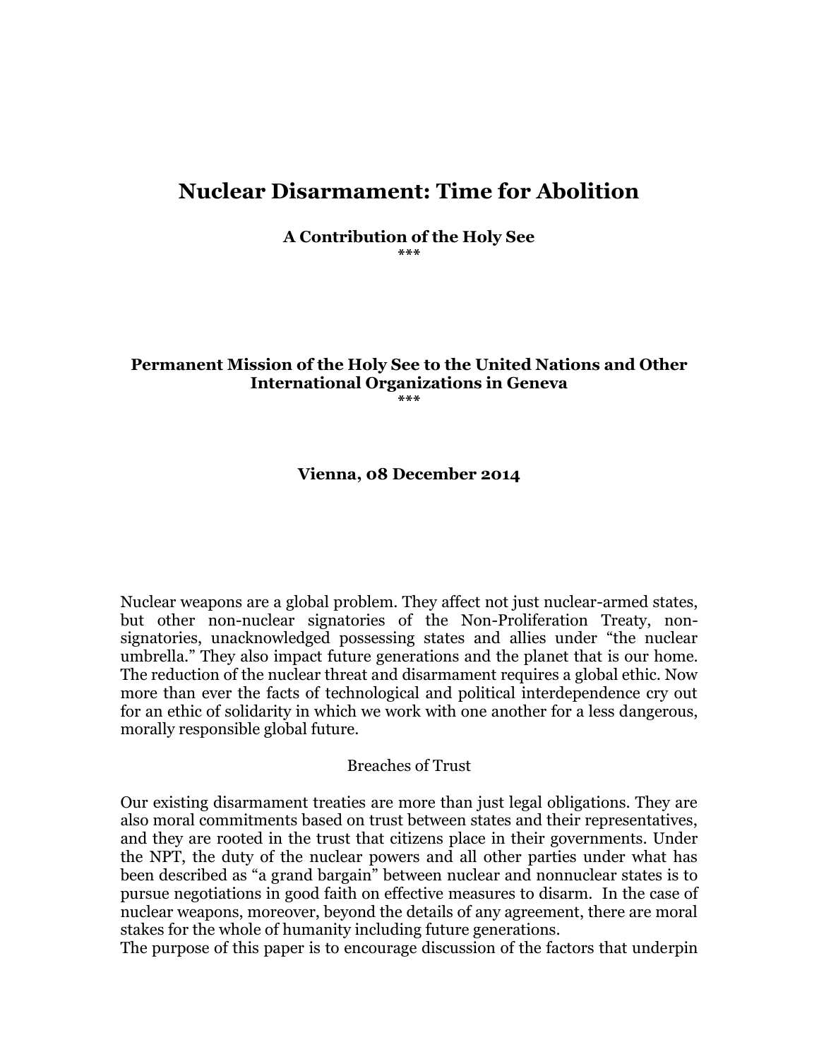# Nuclear Disarmament: Time for Abolition

**A Contribution of the Holy See**

***

**Permanent Mission of the Holy See to the United Nations and Other International Organizations in Geneva**

***

**Vienna, 08 December 2014**

Nuclear weapons are a global problem. They affect not just nuclear-armed states, but other non-nuclear signatories of the Non-Proliferation Treaty, non-signatories, unacknowledged possessing states and allies under "the nuclear umbrella." They also impact future generations and the planet that is our home. The reduction of the nuclear threat and disarmament requires a global ethic. Now more than ever the facts of technological and political interdependence cry out for an ethic of solidarity in which we work with one another for a less dangerous, morally responsible global future.

## Breaches of Trust

Our existing disarmament treaties are more than just legal obligations. They are also moral commitments based on trust between states and their representatives, and they are rooted in the trust that citizens place in their governments. Under the NPT, the duty of the nuclear powers and all other parties under what has been described as "a grand bargain" between nuclear and nonnuclear states is to pursue negotiations in good faith on effective measures to disarm. In the case of nuclear weapons, moreover, beyond the details of any agreement, there are moral stakes for the whole of humanity including future generations.

The purpose of this paper is to encourage discussion of the factors that underpin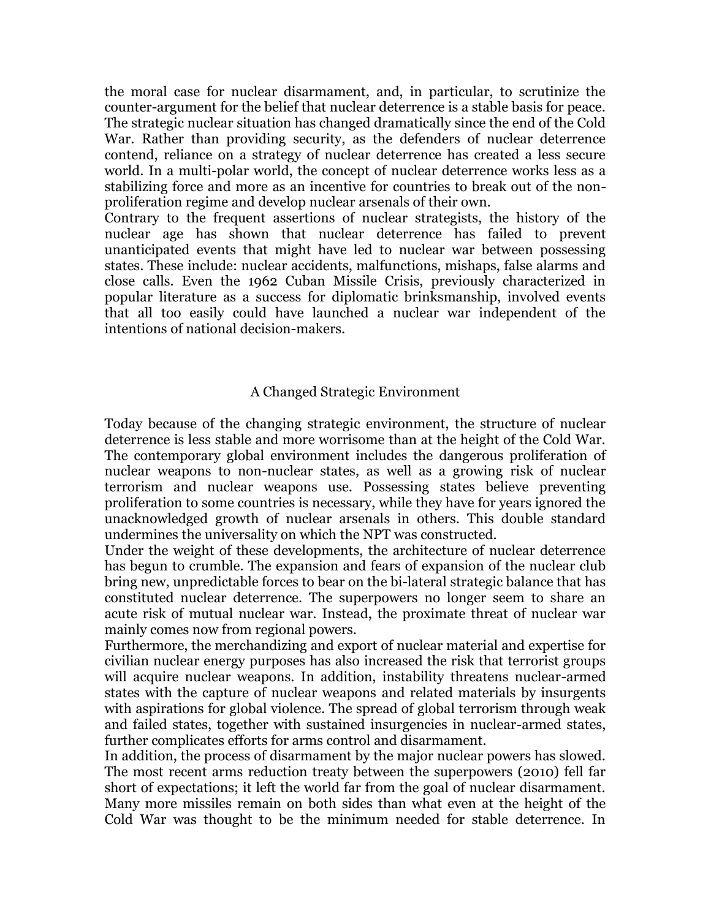the moral case for nuclear disarmament, and, in particular, to scrutinize the counter-argument for the belief that nuclear deterrence is a stable basis for peace. The strategic nuclear situation has changed dramatically since the end of the Cold War. Rather than providing security, as the defenders of nuclear deterrence contend, reliance on a strategy of nuclear deterrence has created a less secure world. In a multi-polar world, the concept of nuclear deterrence works less as a stabilizing force and more as an incentive for countries to break out of the non-proliferation regime and develop nuclear arsenals of their own.

Contrary to the frequent assertions of nuclear strategists, the history of the nuclear age has shown that nuclear deterrence has failed to prevent unanticipated events that might have led to nuclear war between possessing states. These include: nuclear accidents, malfunctions, mishaps, false alarms and close calls. Even the 1962 Cuban Missile Crisis, previously characterized in popular literature as a success for diplomatic brinksmanship, involved events that all too easily could have launched a nuclear war independent of the intentions of national decision-makers.

## A Changed Strategic Environment

Today because of the changing strategic environment, the structure of nuclear deterrence is less stable and more worrisome than at the height of the Cold War. The contemporary global environment includes the dangerous proliferation of nuclear weapons to non-nuclear states, as well as a growing risk of nuclear terrorism and nuclear weapons use. Possessing states believe preventing proliferation to some countries is necessary, while they have for years ignored the unacknowledged growth of nuclear arsenals in others. This double standard undermines the universality on which the NPT was constructed.

Under the weight of these developments, the architecture of nuclear deterrence has begun to crumble. The expansion and fears of expansion of the nuclear club bring new, unpredictable forces to bear on the bi-lateral strategic balance that has constituted nuclear deterrence. The superpowers no longer seem to share an acute risk of mutual nuclear war. Instead, the proximate threat of nuclear war mainly comes now from regional powers.

Furthermore, the merchandizing and export of nuclear material and expertise for civilian nuclear energy purposes has also increased the risk that terrorist groups will acquire nuclear weapons. In addition, instability threatens nuclear-armed states with the capture of nuclear weapons and related materials by insurgents with aspirations for global violence. The spread of global terrorism through weak and failed states, together with sustained insurgencies in nuclear-armed states, further complicates efforts for arms control and disarmament.

In addition, the process of disarmament by the major nuclear powers has slowed. The most recent arms reduction treaty between the superpowers (2010) fell far short of expectations; it left the world far from the goal of nuclear disarmament. Many more missiles remain on both sides than what even at the height of the Cold War was thought to be the minimum needed for stable deterrence. In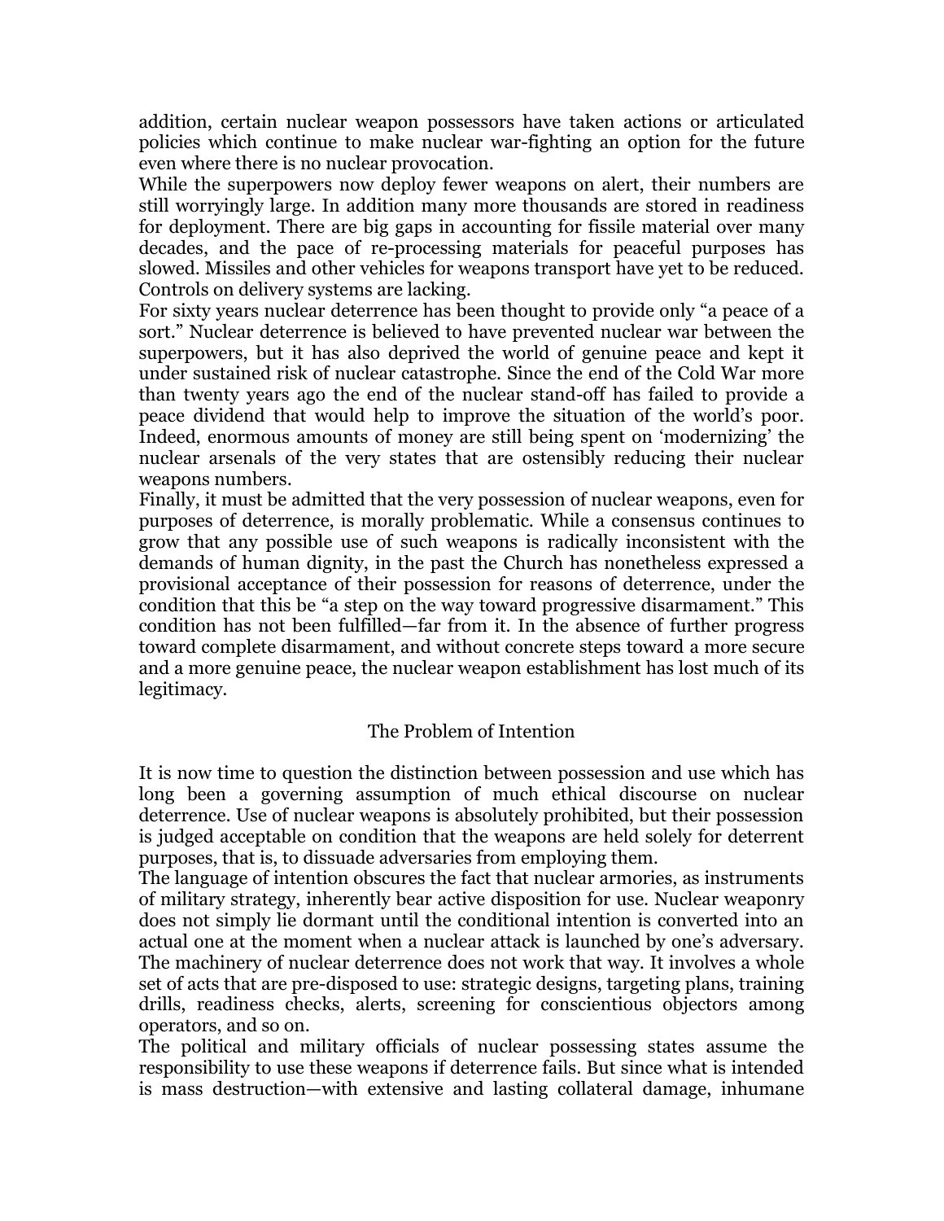addition, certain nuclear weapon possessors have taken actions or articulated policies which continue to make nuclear war-fighting an option for the future even where there is no nuclear provocation.

While the superpowers now deploy fewer weapons on alert, their numbers are still worryingly large. In addition many more thousands are stored in readiness for deployment. There are big gaps in accounting for fissile material over many decades, and the pace of re-processing materials for peaceful purposes has slowed. Missiles and other vehicles for weapons transport have yet to be reduced. Controls on delivery systems are lacking.

For sixty years nuclear deterrence has been thought to provide only "a peace of a sort." Nuclear deterrence is believed to have prevented nuclear war between the superpowers, but it has also deprived the world of genuine peace and kept it under sustained risk of nuclear catastrophe. Since the end of the Cold War more than twenty years ago the end of the nuclear stand-off has failed to provide a peace dividend that would help to improve the situation of the world's poor. Indeed, enormous amounts of money are still being spent on 'modernizing' the nuclear arsenals of the very states that are ostensibly reducing their nuclear weapons numbers.

Finally, it must be admitted that the very possession of nuclear weapons, even for purposes of deterrence, is morally problematic. While a consensus continues to grow that any possible use of such weapons is radically inconsistent with the demands of human dignity, in the past the Church has nonetheless expressed a provisional acceptance of their possession for reasons of deterrence, under the condition that this be "a step on the way toward progressive disarmament." This condition has not been fulfilled—far from it. In the absence of further progress toward complete disarmament, and without concrete steps toward a more secure and a more genuine peace, the nuclear weapon establishment has lost much of its legitimacy.

## The Problem of Intention

It is now time to question the distinction between possession and use which has long been a governing assumption of much ethical discourse on nuclear deterrence. Use of nuclear weapons is absolutely prohibited, but their possession is judged acceptable on condition that the weapons are held solely for deterrent purposes, that is, to dissuade adversaries from employing them.

The language of intention obscures the fact that nuclear armories, as instruments of military strategy, inherently bear active disposition for use. Nuclear weaponry does not simply lie dormant until the conditional intention is converted into an actual one at the moment when a nuclear attack is launched by one's adversary. The machinery of nuclear deterrence does not work that way. It involves a whole set of acts that are pre-disposed to use: strategic designs, targeting plans, training drills, readiness checks, alerts, screening for conscientious objectors among operators, and so on.

The political and military officials of nuclear possessing states assume the responsibility to use these weapons if deterrence fails. But since what is intended is mass destruction—with extensive and lasting collateral damage, inhumane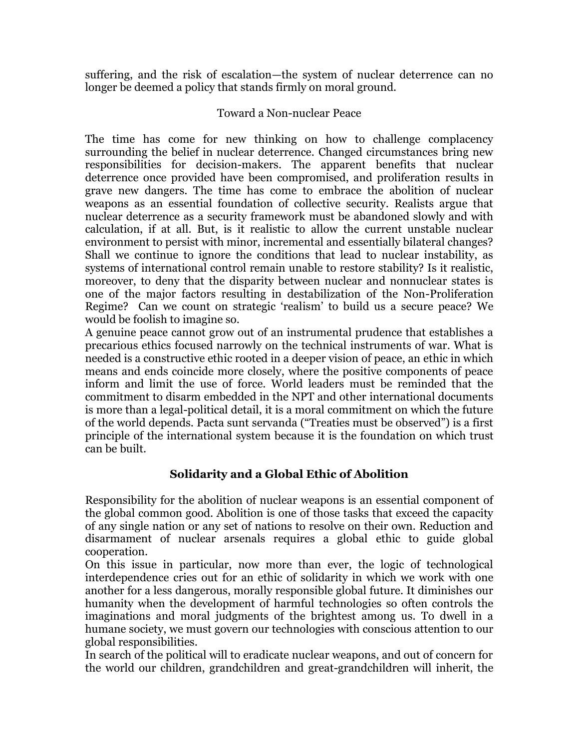suffering, and the risk of escalation—the system of nuclear deterrence can no longer be deemed a policy that stands firmly on moral ground.

### Toward a Non-nuclear Peace

The time has come for new thinking on how to challenge complacency surrounding the belief in nuclear deterrence. Changed circumstances bring new responsibilities for decision-makers. The apparent benefits that nuclear deterrence once provided have been compromised, and proliferation results in grave new dangers. The time has come to embrace the abolition of nuclear weapons as an essential foundation of collective security. Realists argue that nuclear deterrence as a security framework must be abandoned slowly and with calculation, if at all. But, is it realistic to allow the current unstable nuclear environment to persist with minor, incremental and essentially bilateral changes? Shall we continue to ignore the conditions that lead to nuclear instability, as systems of international control remain unable to restore stability? Is it realistic, moreover, to deny that the disparity between nuclear and nonnuclear states is one of the major factors resulting in destabilization of the Non-Proliferation Regime? Can we count on strategic 'realism' to build us a secure peace? We would be foolish to imagine so.

A genuine peace cannot grow out of an instrumental prudence that establishes a precarious ethics focused narrowly on the technical instruments of war. What is needed is a constructive ethic rooted in a deeper vision of peace, an ethic in which means and ends coincide more closely, where the positive components of peace inform and limit the use of force. World leaders must be reminded that the commitment to disarm embedded in the NPT and other international documents is more than a legal-political detail, it is a moral commitment on which the future of the world depends. Pacta sunt servanda ("Treaties must be observed") is a first principle of the international system because it is the foundation on which trust can be built.

### **Solidarity and a Global Ethic of Abolition**

Responsibility for the abolition of nuclear weapons is an essential component of the global common good. Abolition is one of those tasks that exceed the capacity of any single nation or any set of nations to resolve on their own. Reduction and disarmament of nuclear arsenals requires a global ethic to guide global cooperation.

On this issue in particular, now more than ever, the logic of technological interdependence cries out for an ethic of solidarity in which we work with one another for a less dangerous, morally responsible global future. It diminishes our humanity when the development of harmful technologies so often controls the imaginations and moral judgments of the brightest among us. To dwell in a humane society, we must govern our technologies with conscious attention to our global responsibilities.

In search of the political will to eradicate nuclear weapons, and out of concern for the world our children, grandchildren and great-grandchildren will inherit, the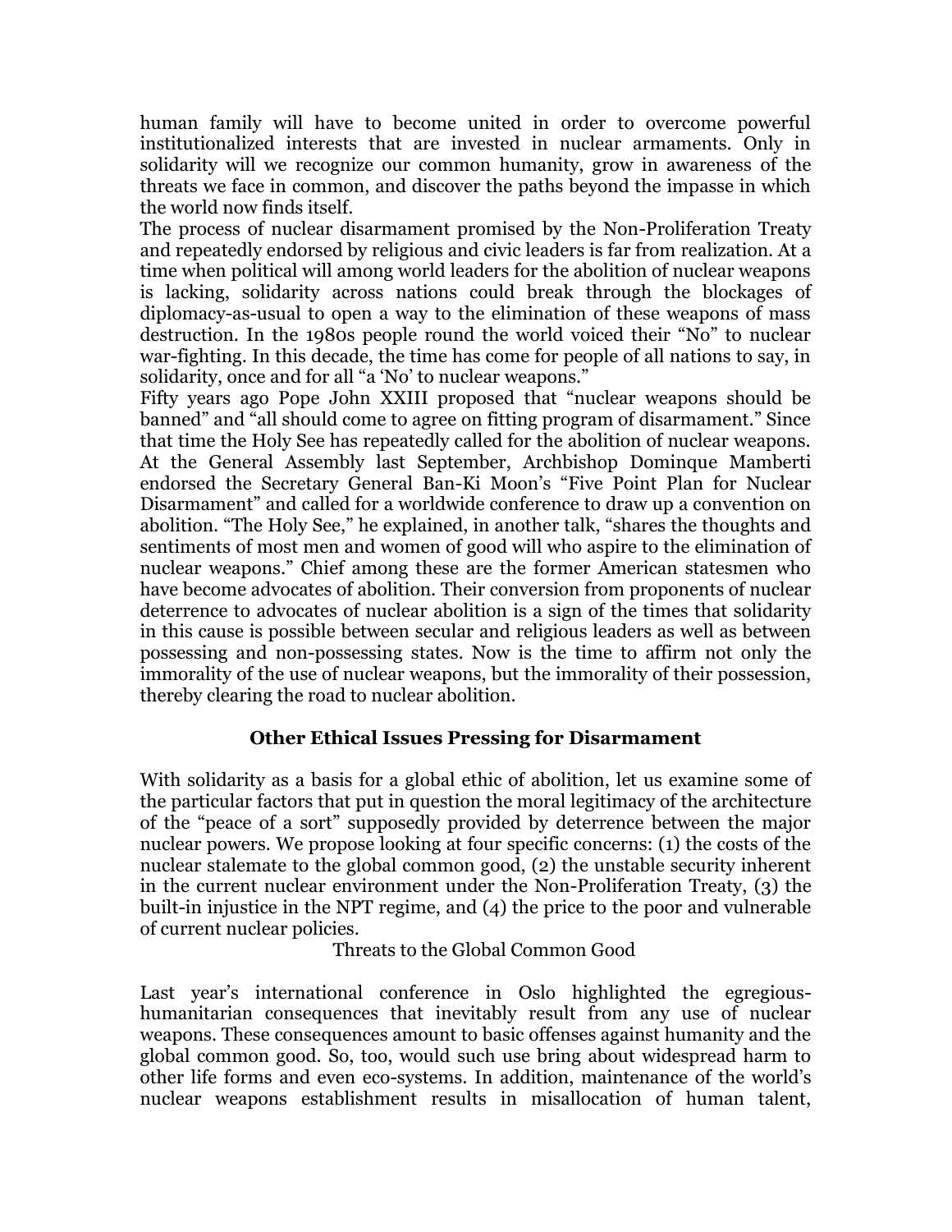human family will have to become united in order to overcome powerful institutionalized interests that are invested in nuclear armaments. Only in solidarity will we recognize our common humanity, grow in awareness of the threats we face in common, and discover the paths beyond the impasse in which the world now finds itself.

The process of nuclear disarmament promised by the Non-Proliferation Treaty and repeatedly endorsed by religious and civic leaders is far from realization. At a time when political will among world leaders for the abolition of nuclear weapons is lacking, solidarity across nations could break through the blockages of diplomacy-as-usual to open a way to the elimination of these weapons of mass destruction. In the 1980s people round the world voiced their "No" to nuclear war-fighting. In this decade, the time has come for people of all nations to say, in solidarity, once and for all "a 'No' to nuclear weapons."

Fifty years ago Pope John XXIII proposed that "nuclear weapons should be banned" and "all should come to agree on fitting program of disarmament." Since that time the Holy See has repeatedly called for the abolition of nuclear weapons. At the General Assembly last September, Archbishop Dominque Mamberti endorsed the Secretary General Ban-Ki Moon's "Five Point Plan for Nuclear Disarmament" and called for a worldwide conference to draw up a convention on abolition. "The Holy See," he explained, in another talk, "shares the thoughts and sentiments of most men and women of good will who aspire to the elimination of nuclear weapons." Chief among these are the former American statesmen who have become advocates of abolition. Their conversion from proponents of nuclear deterrence to advocates of nuclear abolition is a sign of the times that solidarity in this cause is possible between secular and religious leaders as well as between possessing and non-possessing states. Now is the time to affirm not only the immorality of the use of nuclear weapons, but the immorality of their possession, thereby clearing the road to nuclear abolition.

## Other Ethical Issues Pressing for Disarmament

With solidarity as a basis for a global ethic of abolition, let us examine some of the particular factors that put in question the moral legitimacy of the architecture of the "peace of a sort" supposedly provided by deterrence between the major nuclear powers. We propose looking at four specific concerns: (1) the costs of the nuclear stalemate to the global common good, (2) the unstable security inherent in the current nuclear environment under the Non-Proliferation Treaty, (3) the built-in injustice in the NPT regime, and (4) the price to the poor and vulnerable of current nuclear policies.

### Threats to the Global Common Good

Last year's international conference in Oslo highlighted the egregious-humanitarian consequences that inevitably result from any use of nuclear weapons. These consequences amount to basic offenses against humanity and the global common good. So, too, would such use bring about widespread harm to other life forms and even eco-systems. In addition, maintenance of the world's nuclear weapons establishment results in misallocation of human talent,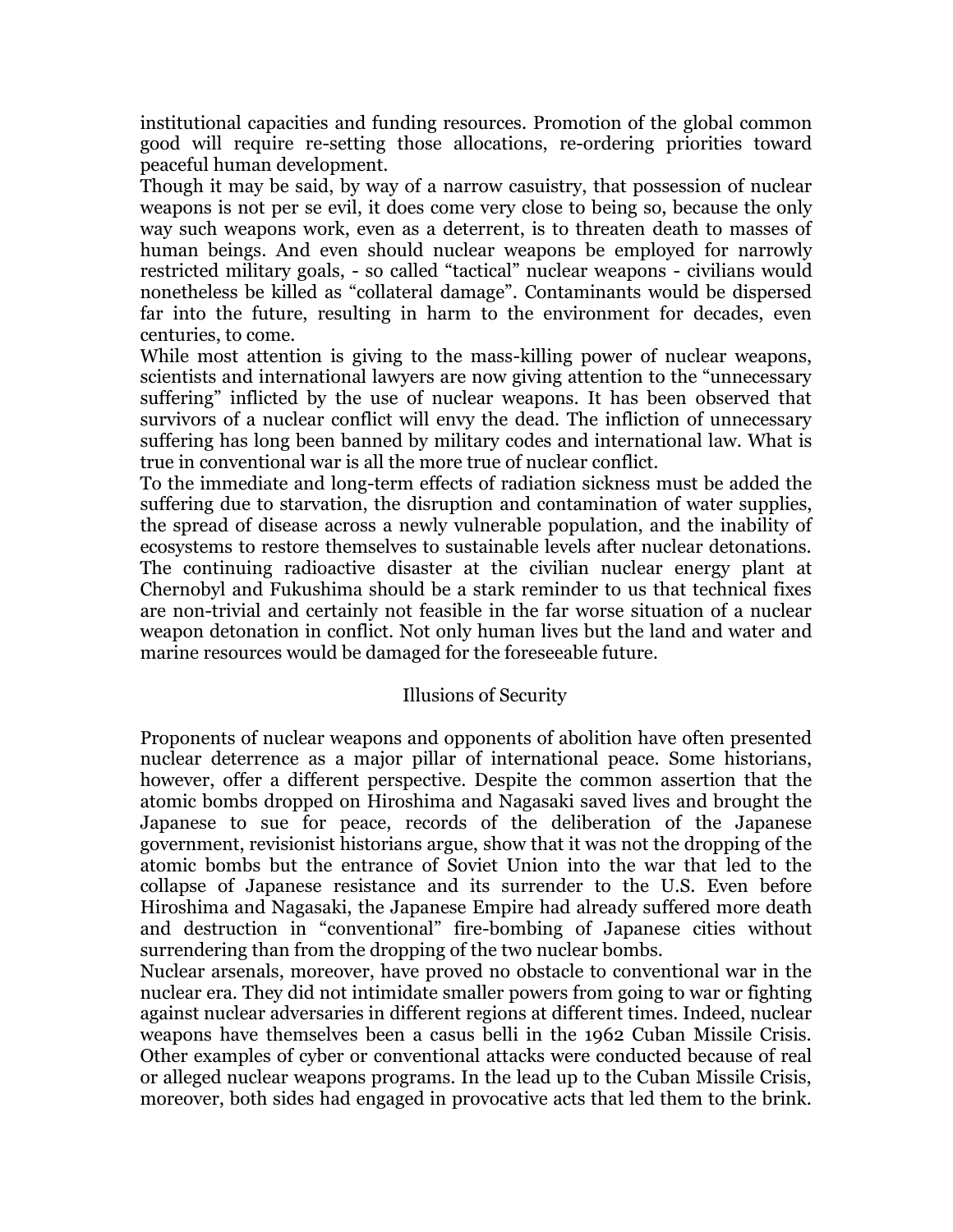institutional capacities and funding resources. Promotion of the global common good will require re-setting those allocations, re-ordering priorities toward peaceful human development.

Though it may be said, by way of a narrow casuistry, that possession of nuclear weapons is not per se evil, it does come very close to being so, because the only way such weapons work, even as a deterrent, is to threaten death to masses of human beings. And even should nuclear weapons be employed for narrowly restricted military goals, - so called "tactical" nuclear weapons - civilians would nonetheless be killed as "collateral damage". Contaminants would be dispersed far into the future, resulting in harm to the environment for decades, even centuries, to come.

While most attention is giving to the mass-killing power of nuclear weapons, scientists and international lawyers are now giving attention to the "unnecessary suffering" inflicted by the use of nuclear weapons. It has been observed that survivors of a nuclear conflict will envy the dead. The infliction of unnecessary suffering has long been banned by military codes and international law. What is true in conventional war is all the more true of nuclear conflict.

To the immediate and long-term effects of radiation sickness must be added the suffering due to starvation, the disruption and contamination of water supplies, the spread of disease across a newly vulnerable population, and the inability of ecosystems to restore themselves to sustainable levels after nuclear detonations. The continuing radioactive disaster at the civilian nuclear energy plant at Chernobyl and Fukushima should be a stark reminder to us that technical fixes are non-trivial and certainly not feasible in the far worse situation of a nuclear weapon detonation in conflict. Not only human lives but the land and water and marine resources would be damaged for the foreseeable future.

## Illusions of Security

Proponents of nuclear weapons and opponents of abolition have often presented nuclear deterrence as a major pillar of international peace. Some historians, however, offer a different perspective. Despite the common assertion that the atomic bombs dropped on Hiroshima and Nagasaki saved lives and brought the Japanese to sue for peace, records of the deliberation of the Japanese government, revisionist historians argue, show that it was not the dropping of the atomic bombs but the entrance of Soviet Union into the war that led to the collapse of Japanese resistance and its surrender to the U.S. Even before Hiroshima and Nagasaki, the Japanese Empire had already suffered more death and destruction in "conventional" fire-bombing of Japanese cities without surrendering than from the dropping of the two nuclear bombs.

Nuclear arsenals, moreover, have proved no obstacle to conventional war in the nuclear era. They did not intimidate smaller powers from going to war or fighting against nuclear adversaries in different regions at different times. Indeed, nuclear weapons have themselves been a casus belli in the 1962 Cuban Missile Crisis. Other examples of cyber or conventional attacks were conducted because of real or alleged nuclear weapons programs. In the lead up to the Cuban Missile Crisis, moreover, both sides had engaged in provocative acts that led them to the brink.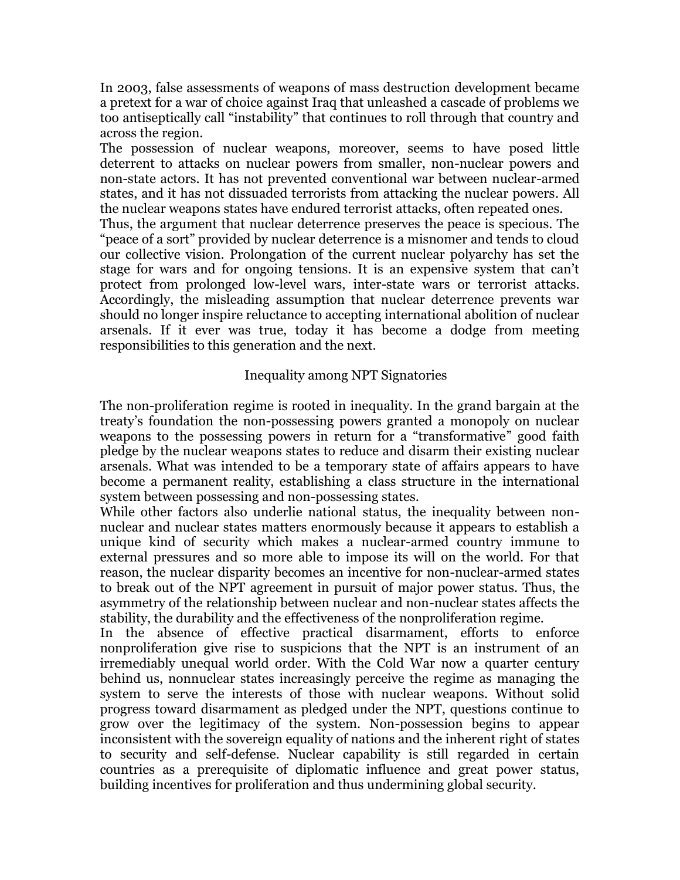In 2003, false assessments of weapons of mass destruction development became a pretext for a war of choice against Iraq that unleashed a cascade of problems we too antiseptically call "instability" that continues to roll through that country and across the region.

The possession of nuclear weapons, moreover, seems to have posed little deterrent to attacks on nuclear powers from smaller, non-nuclear powers and non-state actors. It has not prevented conventional war between nuclear-armed states, and it has not dissuaded terrorists from attacking the nuclear powers. All the nuclear weapons states have endured terrorist attacks, often repeated ones.

Thus, the argument that nuclear deterrence preserves the peace is specious. The "peace of a sort" provided by nuclear deterrence is a misnomer and tends to cloud our collective vision. Prolongation of the current nuclear polyarchy has set the stage for wars and for ongoing tensions. It is an expensive system that can't protect from prolonged low-level wars, inter-state wars or terrorist attacks. Accordingly, the misleading assumption that nuclear deterrence prevents war should no longer inspire reluctance to accepting international abolition of nuclear arsenals. If it ever was true, today it has become a dodge from meeting responsibilities to this generation and the next.

## Inequality among NPT Signatories

The non-proliferation regime is rooted in inequality. In the grand bargain at the treaty's foundation the non-possessing powers granted a monopoly on nuclear weapons to the possessing powers in return for a "transformative" good faith pledge by the nuclear weapons states to reduce and disarm their existing nuclear arsenals. What was intended to be a temporary state of affairs appears to have become a permanent reality, establishing a class structure in the international system between possessing and non-possessing states.

While other factors also underlie national status, the inequality between non-nuclear and nuclear states matters enormously because it appears to establish a unique kind of security which makes a nuclear-armed country immune to external pressures and so more able to impose its will on the world. For that reason, the nuclear disparity becomes an incentive for non-nuclear-armed states to break out of the NPT agreement in pursuit of major power status. Thus, the asymmetry of the relationship between nuclear and non-nuclear states affects the stability, the durability and the effectiveness of the nonproliferation regime.

In the absence of effective practical disarmament, efforts to enforce nonproliferation give rise to suspicions that the NPT is an instrument of an irremediably unequal world order. With the Cold War now a quarter century behind us, nonnuclear states increasingly perceive the regime as managing the system to serve the interests of those with nuclear weapons. Without solid progress toward disarmament as pledged under the NPT, questions continue to grow over the legitimacy of the system. Non-possession begins to appear inconsistent with the sovereign equality of nations and the inherent right of states to security and self-defense. Nuclear capability is still regarded in certain countries as a prerequisite of diplomatic influence and great power status, building incentives for proliferation and thus undermining global security.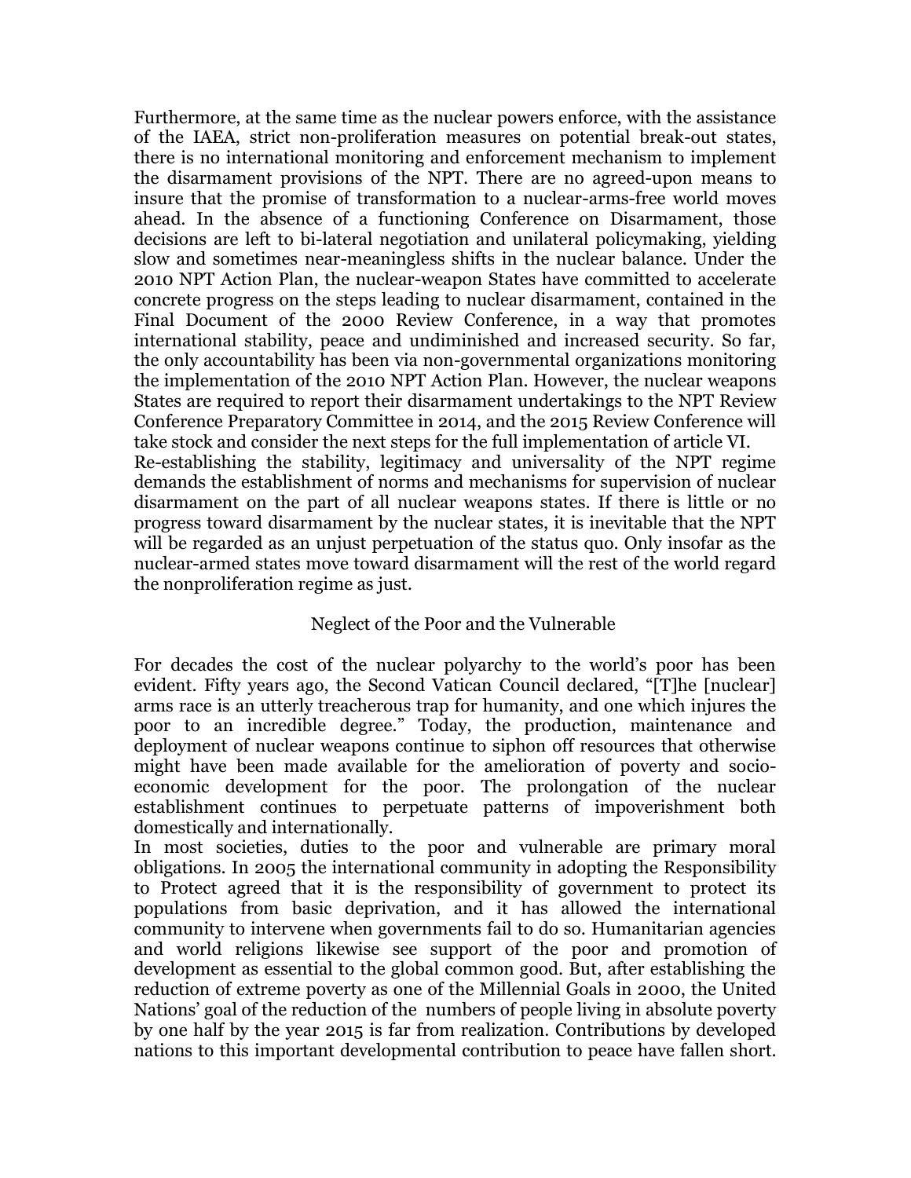Furthermore, at the same time as the nuclear powers enforce, with the assistance of the IAEA, strict non-proliferation measures on potential break-out states, there is no international monitoring and enforcement mechanism to implement the disarmament provisions of the NPT. There are no agreed-upon means to insure that the promise of transformation to a nuclear-arms-free world moves ahead. In the absence of a functioning Conference on Disarmament, those decisions are left to bi-lateral negotiation and unilateral policymaking, yielding slow and sometimes near-meaningless shifts in the nuclear balance. Under the 2010 NPT Action Plan, the nuclear-weapon States have committed to accelerate concrete progress on the steps leading to nuclear disarmament, contained in the Final Document of the 2000 Review Conference, in a way that promotes international stability, peace and undiminished and increased security. So far, the only accountability has been via non-governmental organizations monitoring the implementation of the 2010 NPT Action Plan. However, the nuclear weapons States are required to report their disarmament undertakings to the NPT Review Conference Preparatory Committee in 2014, and the 2015 Review Conference will take stock and consider the next steps for the full implementation of article VI.

Re-establishing the stability, legitimacy and universality of the NPT regime demands the establishment of norms and mechanisms for supervision of nuclear disarmament on the part of all nuclear weapons states. If there is little or no progress toward disarmament by the nuclear states, it is inevitable that the NPT will be regarded as an unjust perpetuation of the status quo. Only insofar as the nuclear-armed states move toward disarmament will the rest of the world regard the nonproliferation regime as just.

## Neglect of the Poor and the Vulnerable

For decades the cost of the nuclear polyarchy to the world's poor has been evident. Fifty years ago, the Second Vatican Council declared, "[T]he [nuclear] arms race is an utterly treacherous trap for humanity, and one which injures the poor to an incredible degree." Today, the production, maintenance and deployment of nuclear weapons continue to siphon off resources that otherwise might have been made available for the amelioration of poverty and socio-economic development for the poor. The prolongation of the nuclear establishment continues to perpetuate patterns of impoverishment both domestically and internationally.

In most societies, duties to the poor and vulnerable are primary moral obligations. In 2005 the international community in adopting the Responsibility to Protect agreed that it is the responsibility of government to protect its populations from basic deprivation, and it has allowed the international community to intervene when governments fail to do so. Humanitarian agencies and world religions likewise see support of the poor and promotion of development as essential to the global common good. But, after establishing the reduction of extreme poverty as one of the Millennial Goals in 2000, the United Nations' goal of the reduction of the numbers of people living in absolute poverty by one half by the year 2015 is far from realization. Contributions by developed nations to this important developmental contribution to peace have fallen short.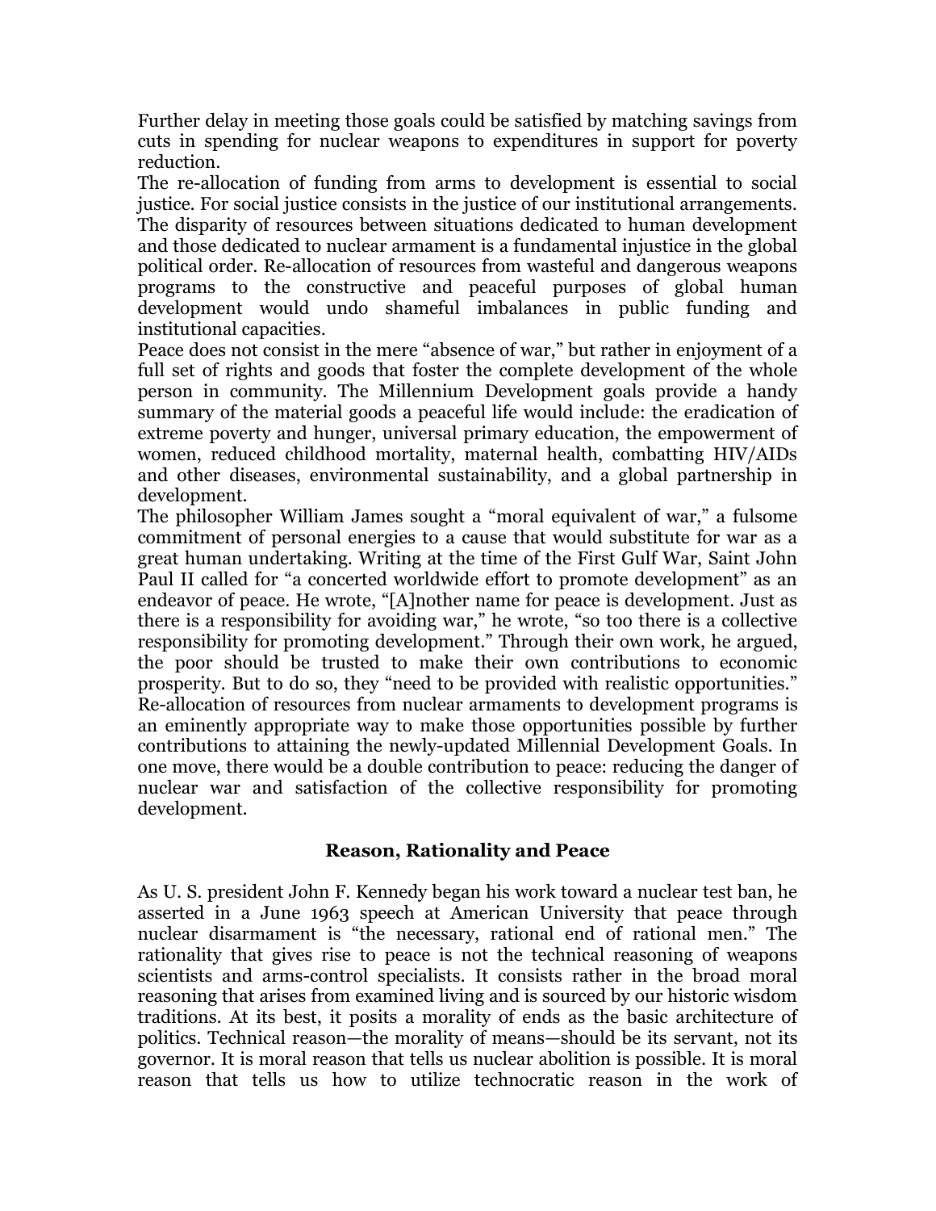Further delay in meeting those goals could be satisfied by matching savings from cuts in spending for nuclear weapons to expenditures in support for poverty reduction.

The re-allocation of funding from arms to development is essential to social justice. For social justice consists in the justice of our institutional arrangements. The disparity of resources between situations dedicated to human development and those dedicated to nuclear armament is a fundamental injustice in the global political order. Re-allocation of resources from wasteful and dangerous weapons programs to the constructive and peaceful purposes of global human development would undo shameful imbalances in public funding and institutional capacities.

Peace does not consist in the mere "absence of war," but rather in enjoyment of a full set of rights and goods that foster the complete development of the whole person in community. The Millennium Development goals provide a handy summary of the material goods a peaceful life would include: the eradication of extreme poverty and hunger, universal primary education, the empowerment of women, reduced childhood mortality, maternal health, combatting HIV/AIDs and other diseases, environmental sustainability, and a global partnership in development.

The philosopher William James sought a "moral equivalent of war," a fulsome commitment of personal energies to a cause that would substitute for war as a great human undertaking. Writing at the time of the First Gulf War, Saint John Paul II called for "a concerted worldwide effort to promote development" as an endeavor of peace. He wrote, "[A]nother name for peace is development. Just as there is a responsibility for avoiding war," he wrote, "so too there is a collective responsibility for promoting development." Through their own work, he argued, the poor should be trusted to make their own contributions to economic prosperity. But to do so, they "need to be provided with realistic opportunities." Re-allocation of resources from nuclear armaments to development programs is an eminently appropriate way to make those opportunities possible by further contributions to attaining the newly-updated Millennial Development Goals. In one move, there would be a double contribution to peace: reducing the danger of nuclear war and satisfaction of the collective responsibility for promoting development.

## Reason, Rationality and Peace

As U. S. president John F. Kennedy began his work toward a nuclear test ban, he asserted in a June 1963 speech at American University that peace through nuclear disarmament is "the necessary, rational end of rational men." The rationality that gives rise to peace is not the technical reasoning of weapons scientists and arms-control specialists. It consists rather in the broad moral reasoning that arises from examined living and is sourced by our historic wisdom traditions. At its best, it posits a morality of ends as the basic architecture of politics. Technical reason—the morality of means—should be its servant, not its governor. It is moral reason that tells us nuclear abolition is possible. It is moral reason that tells us how to utilize technocratic reason in the work of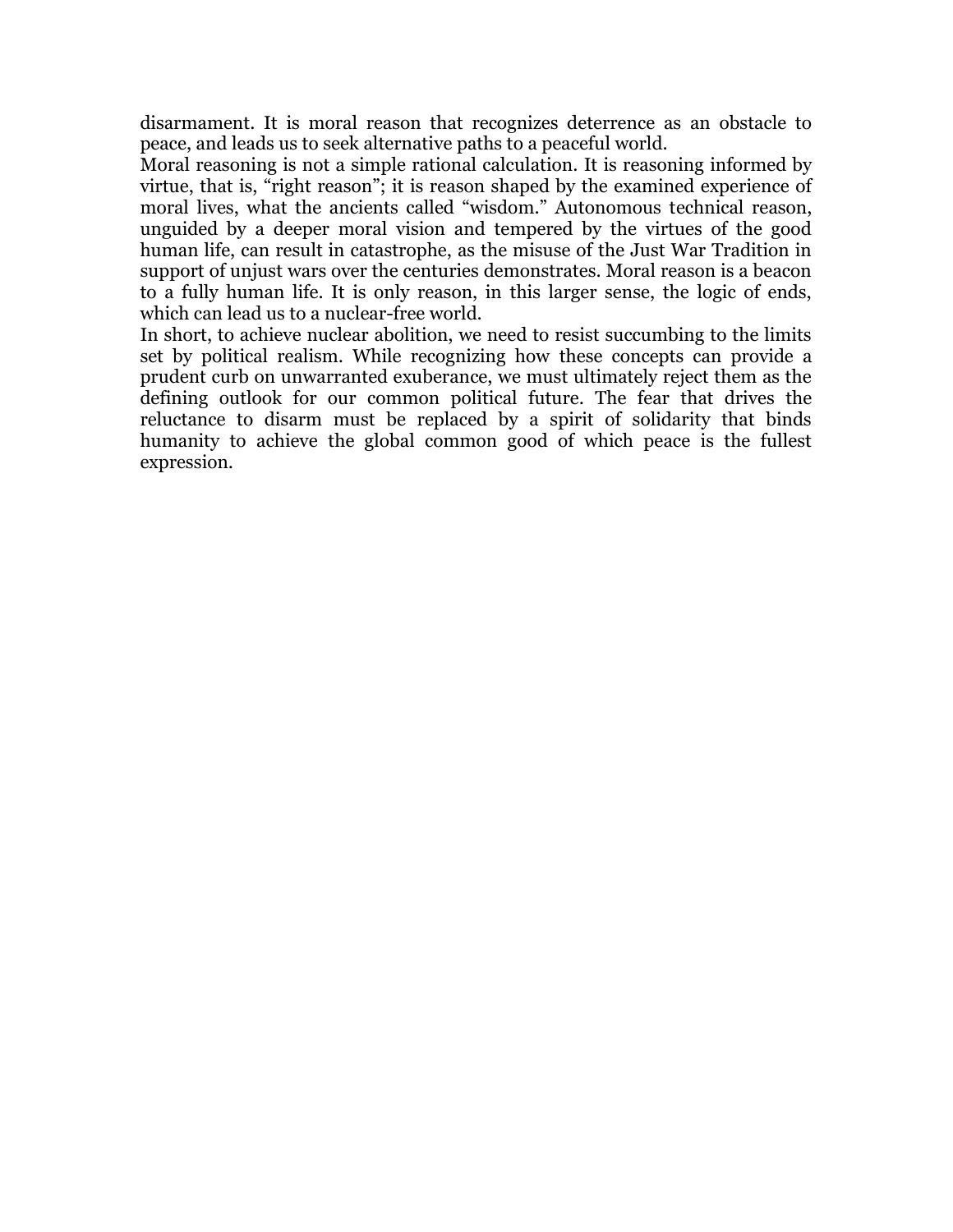disarmament. It is moral reason that recognizes deterrence as an obstacle to peace, and leads us to seek alternative paths to a peaceful world.

Moral reasoning is not a simple rational calculation. It is reasoning informed by virtue, that is, "right reason"; it is reason shaped by the examined experience of moral lives, what the ancients called "wisdom." Autonomous technical reason, unguided by a deeper moral vision and tempered by the virtues of the good human life, can result in catastrophe, as the misuse of the Just War Tradition in support of unjust wars over the centuries demonstrates. Moral reason is a beacon to a fully human life. It is only reason, in this larger sense, the logic of ends, which can lead us to a nuclear-free world.

In short, to achieve nuclear abolition, we need to resist succumbing to the limits set by political realism. While recognizing how these concepts can provide a prudent curb on unwarranted exuberance, we must ultimately reject them as the defining outlook for our common political future. The fear that drives the reluctance to disarm must be replaced by a spirit of solidarity that binds humanity to achieve the global common good of which peace is the fullest expression.